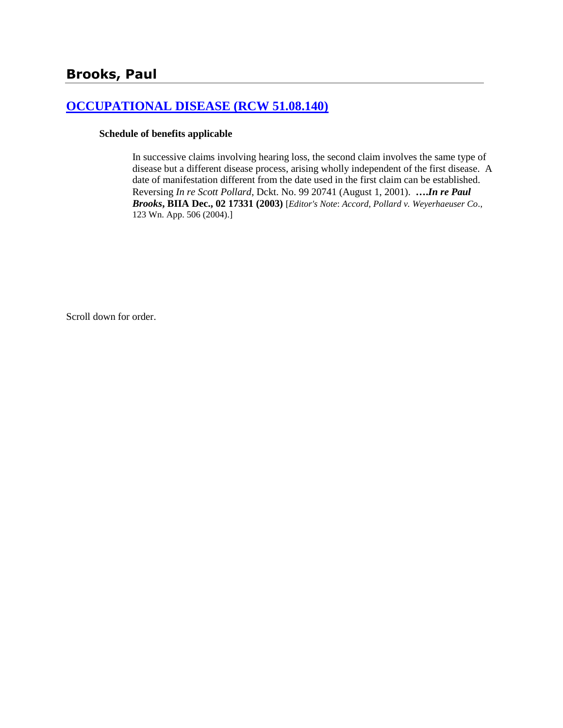# Brooks, Paul

## [OCCUPATIONAL DISEASE (RCW 51.08.140)]

### Schedule of benefits applicable

In successive claims involving hearing loss, the second claim involves the same type of disease but a different disease process, arising wholly independent of the first disease. A date of manifestation different from the date used in the first claim can be established. Reversing *In re Scott Pollard*, Dckt. No. 99 20741 (August 1, 2001). **….*In re Paul Brooks*, BIIA Dec., 02 17331 (2003)** [*Editor's Note*: *Accord*, *Pollard v. Weyerhaeuser Co*., 123 Wn. App. 506 (2004).]

Scroll down for order.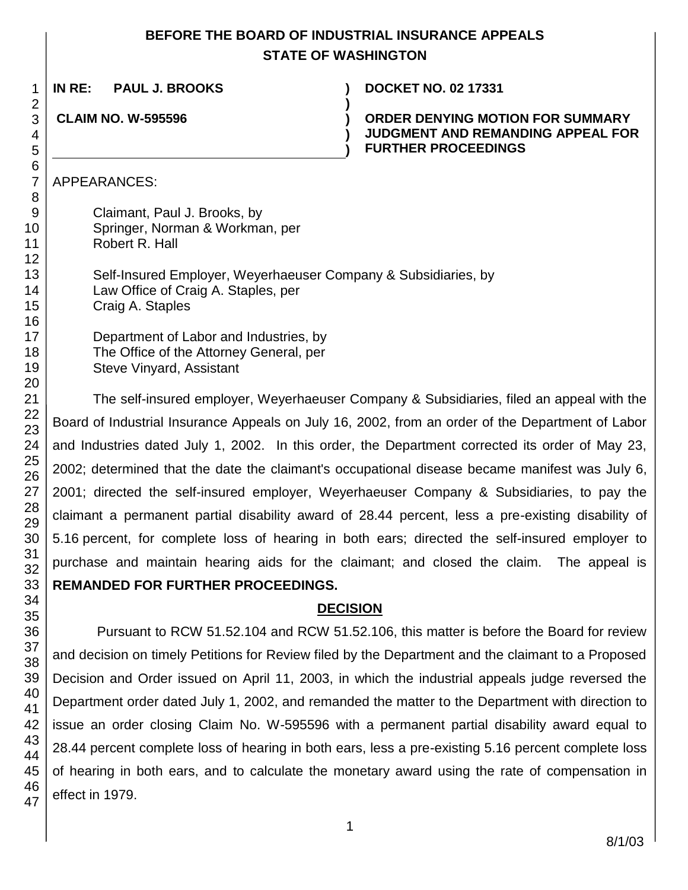# BEFORE THE BOARD OF INDUSTRIAL INSURANCE APPEALS
## STATE OF WASHINGTON

**IN RE: PAUL J. BROOKS** ) **DOCKET NO. 02 17331**

**CLAIM NO. W-595596** ) **ORDER DENYING MOTION FOR SUMMARY JUDGMENT AND REMANDING APPEAL FOR FURTHER PROCEEDINGS**

APPEARANCES:

Claimant, Paul J. Brooks, by
Springer, Norman & Workman, per
Robert R. Hall

Self-Insured Employer, Weyerhaeuser Company & Subsidiaries, by
Law Office of Craig A. Staples, per
Craig A. Staples

Department of Labor and Industries, by
The Office of the Attorney General, per
Steve Vinyard, Assistant

The self-insured employer, Weyerhaeuser Company & Subsidiaries, filed an appeal with the Board of Industrial Insurance Appeals on July 16, 2002, from an order of the Department of Labor and Industries dated July 1, 2002. In this order, the Department corrected its order of May 23, 2002; determined that the date the claimant's occupational disease became manifest was July 6, 2001; directed the self-insured employer, Weyerhaeuser Company & Subsidiaries, to pay the claimant a permanent partial disability award of 28.44 percent, less a pre-existing disability of 5.16 percent, for complete loss of hearing in both ears; directed the self-insured employer to purchase and maintain hearing aids for the claimant; and closed the claim. The appeal is **REMANDED FOR FURTHER PROCEEDINGS.**

## DECISION

Pursuant to RCW 51.52.104 and RCW 51.52.106, this matter is before the Board for review and decision on timely Petitions for Review filed by the Department and the claimant to a Proposed Decision and Order issued on April 11, 2003, in which the industrial appeals judge reversed the Department order dated July 1, 2002, and remanded the matter to the Department with direction to issue an order closing Claim No. W-595596 with a permanent partial disability award equal to 28.44 percent complete loss of hearing in both ears, less a pre-existing 5.16 percent complete loss of hearing in both ears, and to calculate the monetary award using the rate of compensation in effect in 1979.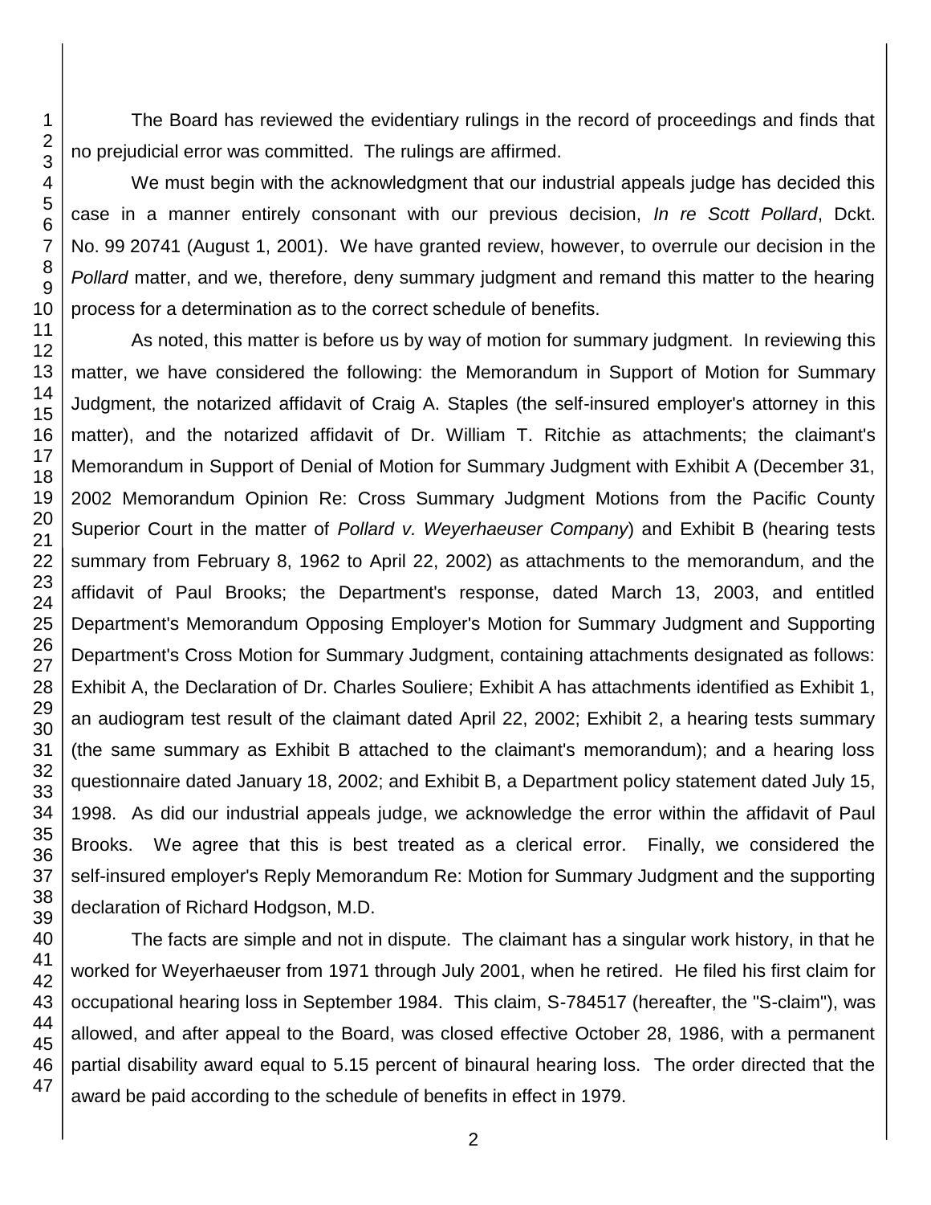The Board has reviewed the evidentiary rulings in the record of proceedings and finds that no prejudicial error was committed. The rulings are affirmed.

We must begin with the acknowledgment that our industrial appeals judge has decided this case in a manner entirely consonant with our previous decision, *In re Scott Pollard*, Dckt. No. 99 20741 (August 1, 2001). We have granted review, however, to overrule our decision in the *Pollard* matter, and we, therefore, deny summary judgment and remand this matter to the hearing process for a determination as to the correct schedule of benefits.

As noted, this matter is before us by way of motion for summary judgment. In reviewing this matter, we have considered the following: the Memorandum in Support of Motion for Summary Judgment, the notarized affidavit of Craig A. Staples (the self-insured employer's attorney in this matter), and the notarized affidavit of Dr. William T. Ritchie as attachments; the claimant's Memorandum in Support of Denial of Motion for Summary Judgment with Exhibit A (December 31, 2002 Memorandum Opinion Re: Cross Summary Judgment Motions from the Pacific County Superior Court in the matter of *Pollard v. Weyerhaeuser Company*) and Exhibit B (hearing tests summary from February 8, 1962 to April 22, 2002) as attachments to the memorandum, and the affidavit of Paul Brooks; the Department's response, dated March 13, 2003, and entitled Department's Memorandum Opposing Employer's Motion for Summary Judgment and Supporting Department's Cross Motion for Summary Judgment, containing attachments designated as follows: Exhibit A, the Declaration of Dr. Charles Souliere; Exhibit A has attachments identified as Exhibit 1, an audiogram test result of the claimant dated April 22, 2002; Exhibit 2, a hearing tests summary (the same summary as Exhibit B attached to the claimant's memorandum); and a hearing loss questionnaire dated January 18, 2002; and Exhibit B, a Department policy statement dated July 15, 1998. As did our industrial appeals judge, we acknowledge the error within the affidavit of Paul Brooks. We agree that this is best treated as a clerical error. Finally, we considered the self-insured employer's Reply Memorandum Re: Motion for Summary Judgment and the supporting declaration of Richard Hodgson, M.D.

The facts are simple and not in dispute. The claimant has a singular work history, in that he worked for Weyerhaeuser from 1971 through July 2001, when he retired. He filed his first claim for occupational hearing loss in September 1984. This claim, S-784517 (hereafter, the "S-claim"), was allowed, and after appeal to the Board, was closed effective October 28, 1986, with a permanent partial disability award equal to 5.15 percent of binaural hearing loss. The order directed that the award be paid according to the schedule of benefits in effect in 1979.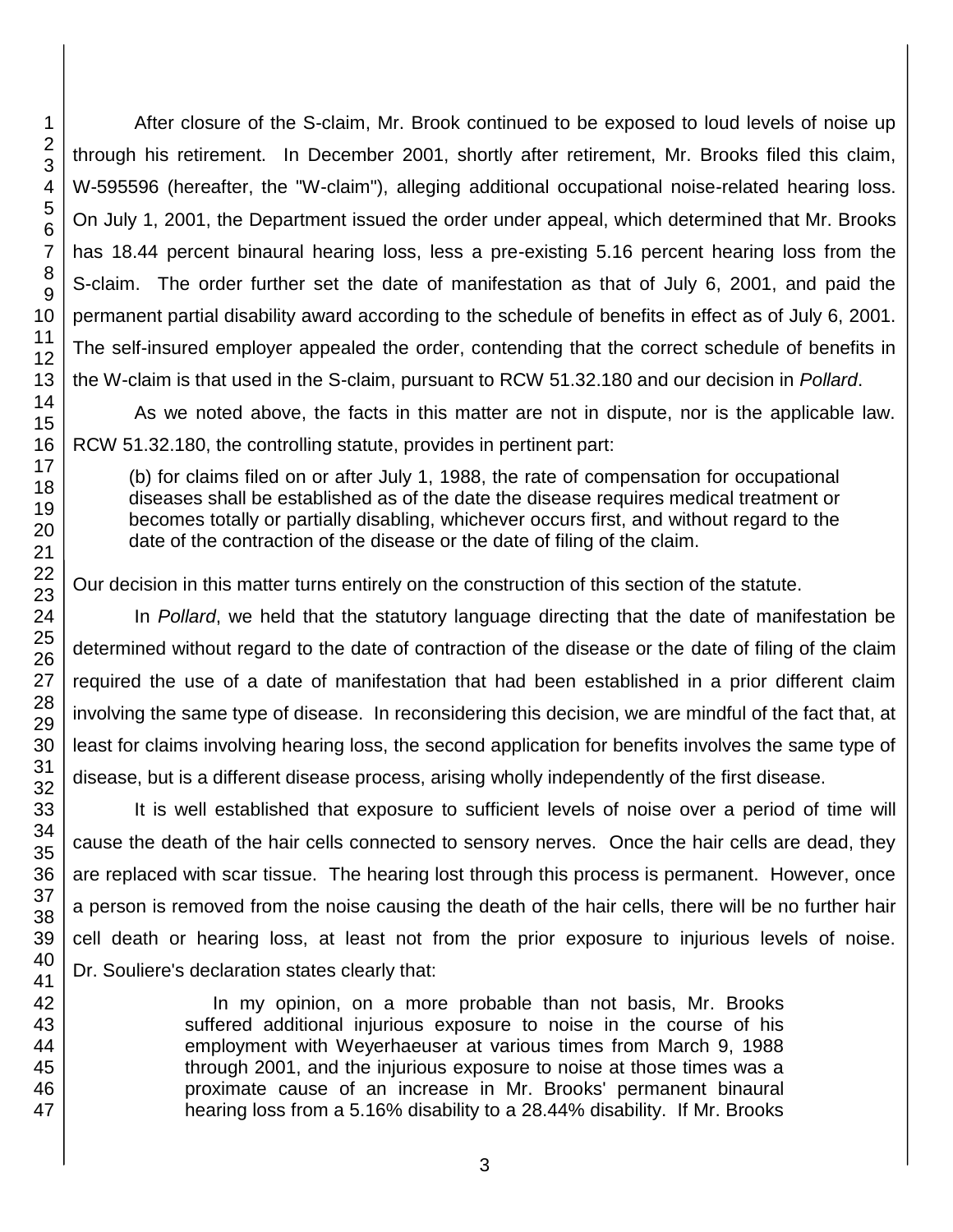After closure of the S-claim, Mr. Brook continued to be exposed to loud levels of noise up through his retirement. In December 2001, shortly after retirement, Mr. Brooks filed this claim, W-595596 (hereafter, the "W-claim"), alleging additional occupational noise-related hearing loss. On July 1, 2001, the Department issued the order under appeal, which determined that Mr. Brooks has 18.44 percent binaural hearing loss, less a pre-existing 5.16 percent hearing loss from the S-claim. The order further set the date of manifestation as that of July 6, 2001, and paid the permanent partial disability award according to the schedule of benefits in effect as of July 6, 2001. The self-insured employer appealed the order, contending that the correct schedule of benefits in the W-claim is that used in the S-claim, pursuant to RCW 51.32.180 and our decision in *Pollard*.

As we noted above, the facts in this matter are not in dispute, nor is the applicable law. RCW 51.32.180, the controlling statute, provides in pertinent part:

> (b) for claims filed on or after July 1, 1988, the rate of compensation for occupational diseases shall be established as of the date the disease requires medical treatment or becomes totally or partially disabling, whichever occurs first, and without regard to the date of the contraction of the disease or the date of filing of the claim.

Our decision in this matter turns entirely on the construction of this section of the statute.

In *Pollard*, we held that the statutory language directing that the date of manifestation be determined without regard to the date of contraction of the disease or the date of filing of the claim required the use of a date of manifestation that had been established in a prior different claim involving the same type of disease. In reconsidering this decision, we are mindful of the fact that, at least for claims involving hearing loss, the second application for benefits involves the same type of disease, but is a different disease process, arising wholly independently of the first disease.

It is well established that exposure to sufficient levels of noise over a period of time will cause the death of the hair cells connected to sensory nerves. Once the hair cells are dead, they are replaced with scar tissue. The hearing lost through this process is permanent. However, once a person is removed from the noise causing the death of the hair cells, there will be no further hair cell death or hearing loss, at least not from the prior exposure to injurious levels of noise. Dr. Souliere's declaration states clearly that:

> In my opinion, on a more probable than not basis, Mr. Brooks suffered additional injurious exposure to noise in the course of his employment with Weyerhaeuser at various times from March 9, 1988 through 2001, and the injurious exposure to noise at those times was a proximate cause of an increase in Mr. Brooks' permanent binaural hearing loss from a 5.16% disability to a 28.44% disability. If Mr. Brooks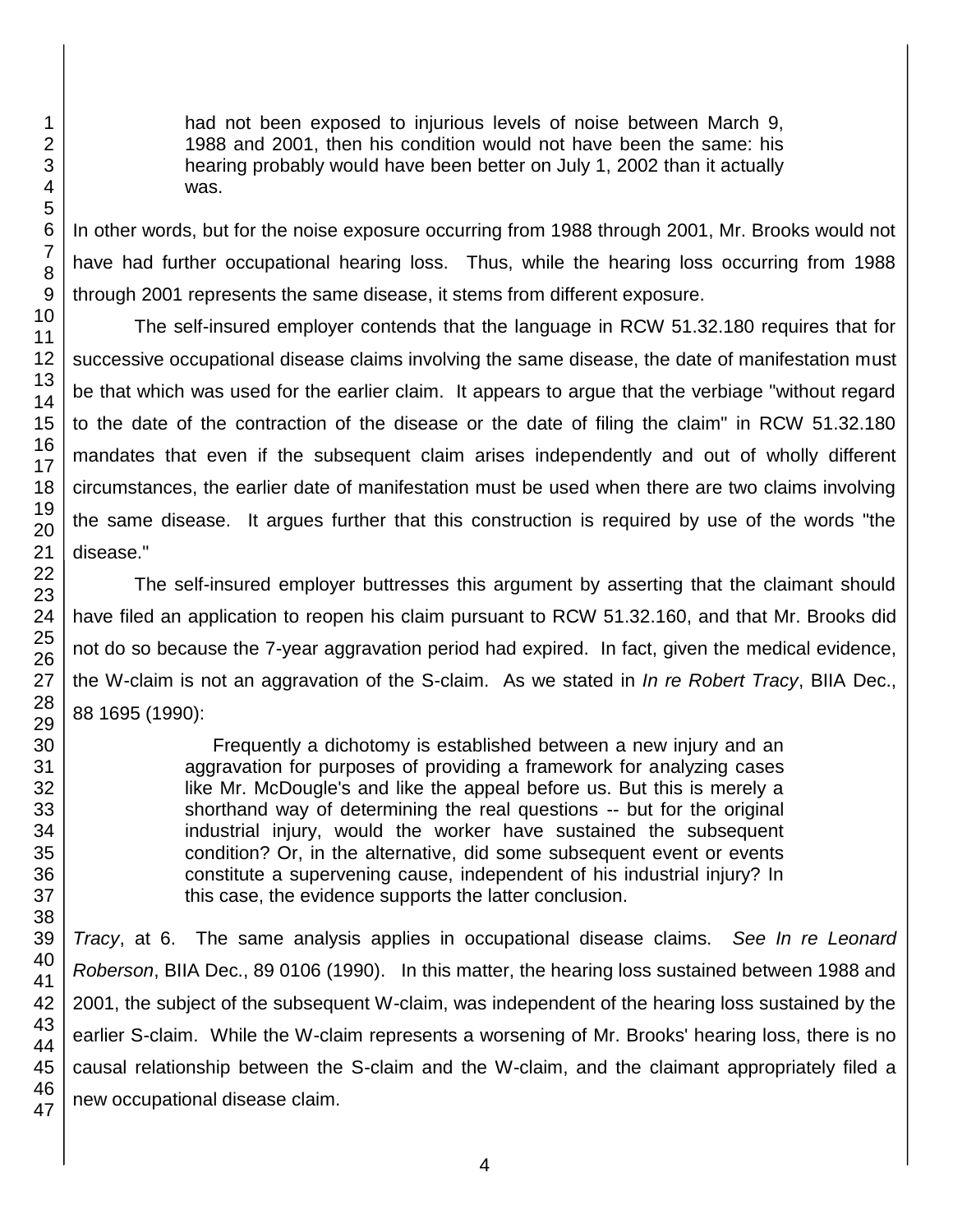> had not been exposed to injurious levels of noise between March 9, 1988 and 2001, then his condition would not have been the same: his hearing probably would have been better on July 1, 2002 than it actually was.

In other words, but for the noise exposure occurring from 1988 through 2001, Mr. Brooks would not have had further occupational hearing loss. Thus, while the hearing loss occurring from 1988 through 2001 represents the same disease, it stems from different exposure.

The self-insured employer contends that the language in RCW 51.32.180 requires that for successive occupational disease claims involving the same disease, the date of manifestation must be that which was used for the earlier claim. It appears to argue that the verbiage "without regard to the date of the contraction of the disease or the date of filing the claim" in RCW 51.32.180 mandates that even if the subsequent claim arises independently and out of wholly different circumstances, the earlier date of manifestation must be used when there are two claims involving the same disease. It argues further that this construction is required by use of the words "the disease."

The self-insured employer buttresses this argument by asserting that the claimant should have filed an application to reopen his claim pursuant to RCW 51.32.160, and that Mr. Brooks did not do so because the 7-year aggravation period had expired. In fact, given the medical evidence, the W-claim is not an aggravation of the S-claim. As we stated in *In re Robert Tracy*, BIIA Dec., 88 1695 (1990):

> Frequently a dichotomy is established between a new injury and an aggravation for purposes of providing a framework for analyzing cases like Mr. McDougle's and like the appeal before us. But this is merely a shorthand way of determining the real questions -- but for the original industrial injury, would the worker have sustained the subsequent condition? Or, in the alternative, did some subsequent event or events constitute a supervening cause, independent of his industrial injury? In this case, the evidence supports the latter conclusion.

*Tracy*, at 6. The same analysis applies in occupational disease claims. *See In re Leonard Roberson*, BIIA Dec., 89 0106 (1990). In this matter, the hearing loss sustained between 1988 and 2001, the subject of the subsequent W-claim, was independent of the hearing loss sustained by the earlier S-claim. While the W-claim represents a worsening of Mr. Brooks' hearing loss, there is no causal relationship between the S-claim and the W-claim, and the claimant appropriately filed a new occupational disease claim.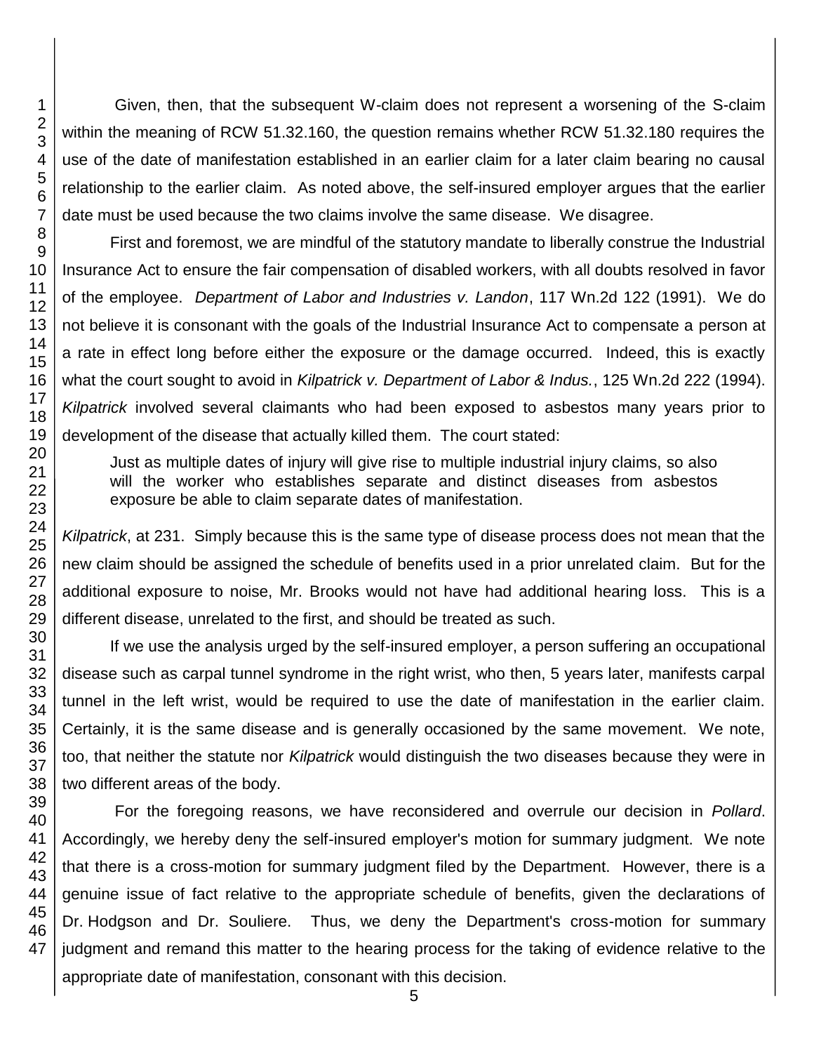Given, then, that the subsequent W-claim does not represent a worsening of the S-claim within the meaning of RCW 51.32.160, the question remains whether RCW 51.32.180 requires the use of the date of manifestation established in an earlier claim for a later claim bearing no causal relationship to the earlier claim. As noted above, the self-insured employer argues that the earlier date must be used because the two claims involve the same disease. We disagree.

First and foremost, we are mindful of the statutory mandate to liberally construe the Industrial Insurance Act to ensure the fair compensation of disabled workers, with all doubts resolved in favor of the employee. *Department of Labor and Industries v. Landon*, 117 Wn.2d 122 (1991). We do not believe it is consonant with the goals of the Industrial Insurance Act to compensate a person at a rate in effect long before either the exposure or the damage occurred. Indeed, this is exactly what the court sought to avoid in *Kilpatrick v. Department of Labor & Indus.*, 125 Wn.2d 222 (1994). *Kilpatrick* involved several claimants who had been exposed to asbestos many years prior to development of the disease that actually killed them. The court stated:

> Just as multiple dates of injury will give rise to multiple industrial injury claims, so also will the worker who establishes separate and distinct diseases from asbestos exposure be able to claim separate dates of manifestation.

*Kilpatrick*, at 231. Simply because this is the same type of disease process does not mean that the new claim should be assigned the schedule of benefits used in a prior unrelated claim. But for the additional exposure to noise, Mr. Brooks would not have had additional hearing loss. This is a different disease, unrelated to the first, and should be treated as such.

If we use the analysis urged by the self-insured employer, a person suffering an occupational disease such as carpal tunnel syndrome in the right wrist, who then, 5 years later, manifests carpal tunnel in the left wrist, would be required to use the date of manifestation in the earlier claim. Certainly, it is the same disease and is generally occasioned by the same movement. We note, too, that neither the statute nor *Kilpatrick* would distinguish the two diseases because they were in two different areas of the body.

For the foregoing reasons, we have reconsidered and overrule our decision in *Pollard*. Accordingly, we hereby deny the self-insured employer's motion for summary judgment. We note that there is a cross-motion for summary judgment filed by the Department. However, there is a genuine issue of fact relative to the appropriate schedule of benefits, given the declarations of Dr. Hodgson and Dr. Souliere. Thus, we deny the Department's cross-motion for summary judgment and remand this matter to the hearing process for the taking of evidence relative to the appropriate date of manifestation, consonant with this decision.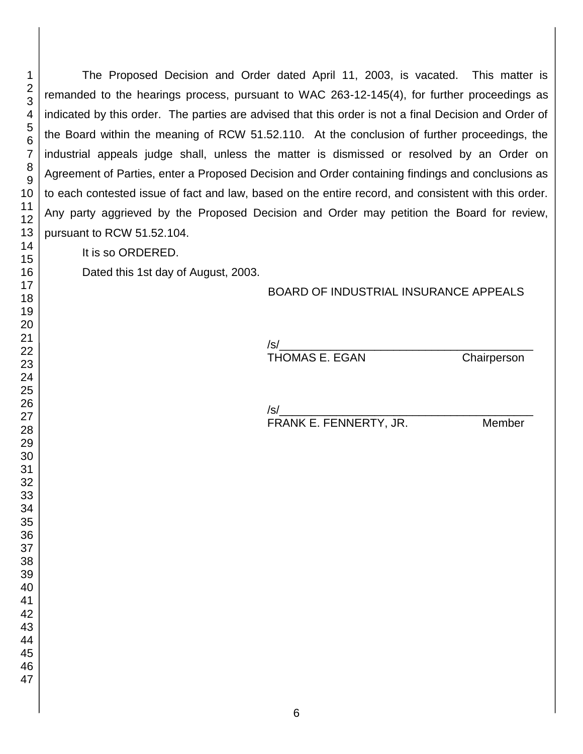The Proposed Decision and Order dated April 11, 2003, is vacated. This matter is remanded to the hearings process, pursuant to WAC 263-12-145(4), for further proceedings as indicated by this order. The parties are advised that this order is not a final Decision and Order of the Board within the meaning of RCW 51.52.110. At the conclusion of further proceedings, the industrial appeals judge shall, unless the matter is dismissed or resolved by an Order on Agreement of Parties, enter a Proposed Decision and Order containing findings and conclusions as to each contested issue of fact and law, based on the entire record, and consistent with this order. Any party aggrieved by the Proposed Decision and Order may petition the Board for review, pursuant to RCW 51.52.104.

It is so ORDERED.

Dated this 1st day of August, 2003.

BOARD OF INDUSTRIAL INSURANCE APPEALS

/s/________________________________________
THOMAS E. EGAN Chairperson

/s/________________________________________
FRANK E. FENNERTY, JR. Member